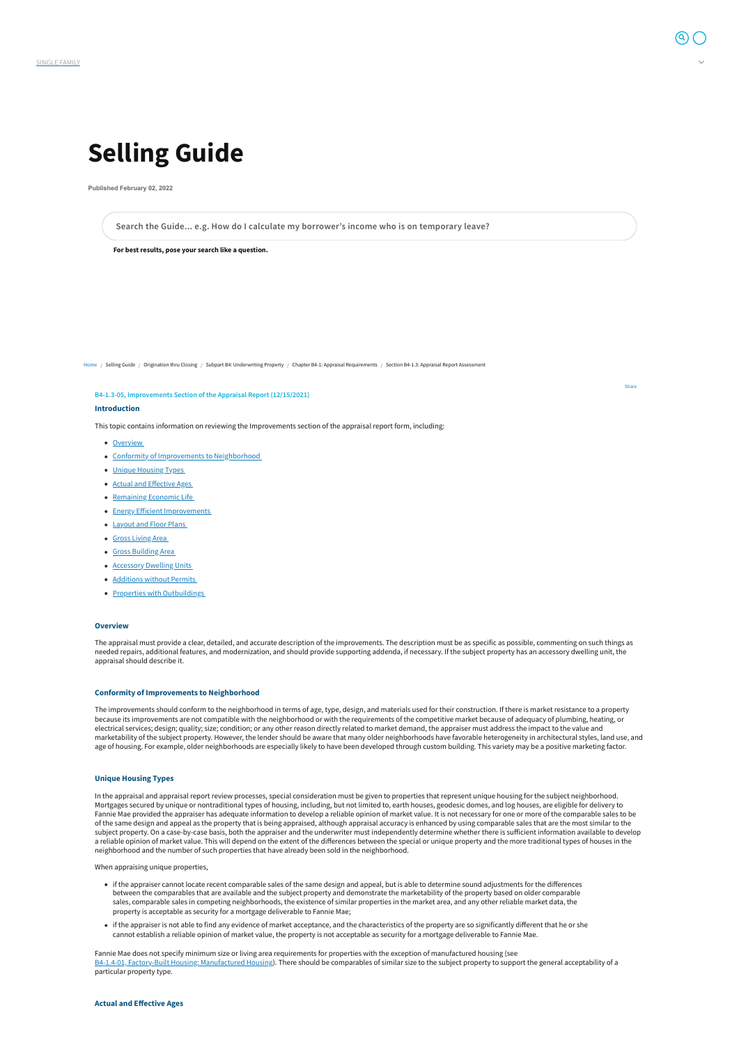SINGLE FAMILY

# Selling Guide

**Published February 02, 2022**

Search the Guide... e.g. How do I calculate my borrower's income who is on temporary leave?

**For best results, pose your search like a question.**

Home / Selling Guide / Origination thru Closing / Subpart B4: Underwriting Property / Chapter B4-1: Appraisal Requirements / Section B4-1.3: Appraisal Report Assessment

Share

## B4-1.3-05, Improvements Section of the Appraisal Report (12/15/2021)

### Introduction

This topic contains information on reviewing the Improvements section of the appraisal report form, including:

- Overview
- Conformity of Improvements to Neighborhood
- Unique Housing Types
- Actual and Effective Ages
- Remaining Economic Life
- Energy Efficient Improvements
- Layout and Floor Plans
- Gross Living Area
- Gross Building Area
- Accessory Dwelling Units
- Additions without Permits
- Properties with Outbuildings

### Overview

The appraisal must provide a clear, detailed, and accurate description of the improvements. The description must be as specific as possible, commenting on such things as needed repairs, additional features, and modernization, and should provide supporting addenda, if necessary. If the subject property has an accessory dwelling unit, the appraisal should describe it.

### Conformity of Improvements to Neighborhood

The improvements should conform to the neighborhood in terms of age, type, design, and materials used for their construction. If there is market resistance to a property because its improvements are not compatible with the neighborhood or with the requirements of the competitive market because of adequacy of plumbing, heating, or electrical services; design; quality; size; condition; or any other reason directly related to market demand, the appraiser must address the impact to the value and marketability of the subject property. However, the lender should be aware that many older neighborhoods have favorable heterogeneity in architectural styles, land use, and age of housing. For example, older neighborhoods are especially likely to have been developed through custom building. This variety may be a positive marketing factor.

### Unique Housing Types

In the appraisal and appraisal report review processes, special consideration must be given to properties that represent unique housing for the subject neighborhood. Mortgages secured by unique or nontraditional types of housing, including, but not limited to, earth houses, geodesic domes, and log houses, are eligible for delivery to Fannie Mae provided the appraiser has adequate information to develop a reliable opinion of market value. It is not necessary for one or more of the comparable sales to be of the same design and appeal as the property that is being appraised, although appraisal accuracy is enhanced by using comparable sales that are the most similar to the subject property. On a case-by-case basis, both the appraiser and the underwriter must independently determine whether there is sufficient information available to develop a reliable opinion of market value. This will depend on the extent of the differences between the special or unique property and the more traditional types of houses in the neighborhood and the number of such properties that have already been sold in the neighborhood.

When appraising unique properties,

- if the appraiser cannot locate recent comparable sales of the same design and appeal, but is able to determine sound adjustments for the differences between the comparables that are available and the subject property and demonstrate the marketability of the property based on older comparable sales, comparable sales in competing neighborhoods, the existence of similar properties in the market area, and any other reliable market data, the property is acceptable as security for a mortgage deliverable to Fannie Mae;
- if the appraiser is not able to find any evidence of market acceptance, and the characteristics of the property are so significantly different that he or she cannot establish a reliable opinion of market value, the property is not acceptable as security for a mortgage deliverable to Fannie Mae.

Fannie Mae does not specify minimum size or living area requirements for properties with the exception of manufactured housing (see B4-1.4-01, Factory-Built Housing: Manufactured Housing). There should be comparables of similar size to the subject property to support the general acceptability of a particular property type.

### Actual and Effective Ages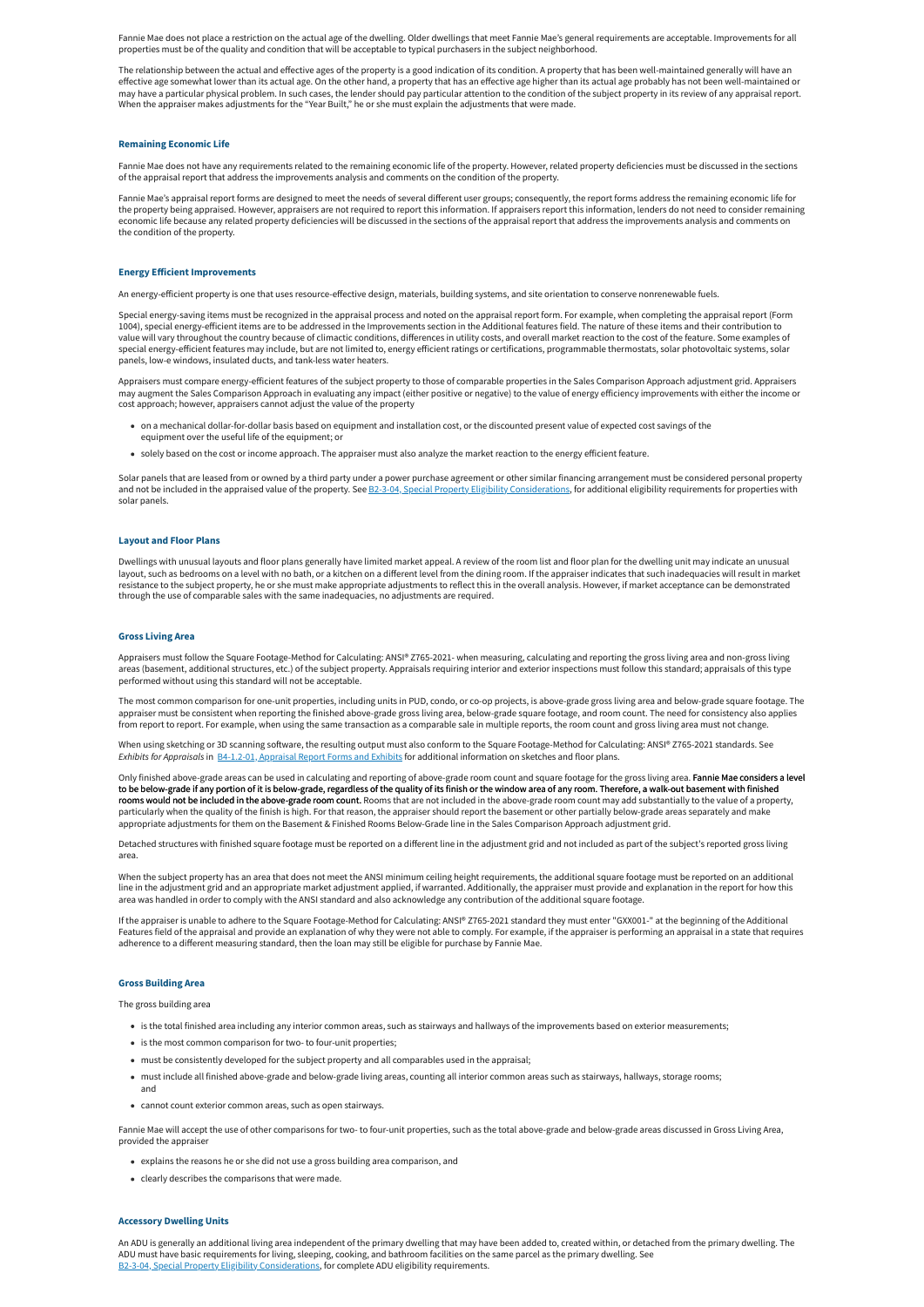Fannie Mae does not place a restriction on the actual age of the dwelling. Older dwellings that meet Fannie Mae's general requirements are acceptable. Improvements for all properties must be of the quality and condition that will be acceptable to typical purchasers in the subject neighborhood.

The relationship between the actual and effective ages of the property is a good indication of its condition. A property that has been well-maintained generally will have an effective age somewhat lower than its actual age. On the other hand, a property that has an effective age higher than its actual age probably has not been well-maintained or may have a particular physical problem. In such cases, the lender should pay particular attention to the condition of the subject property in its review of any appraisal report. When the appraiser makes adjustments for the "Year Built," he or she must explain the adjustments that were made.

### Remaining Economic Life

Fannie Mae does not have any requirements related to the remaining economic life of the property. However, related property deficiencies must be discussed in the sections of the appraisal report that address the improvements analysis and comments on the condition of the property.

Fannie Mae's appraisal report forms are designed to meet the needs of several different user groups; consequently, the report forms address the remaining economic life for the property being appraised. However, appraisers are not required to report this information. If appraisers report this information, lenders do not need to consider remaining economic life because any related property deficiencies will be discussed in the sections of the appraisal report that address the improvements analysis and comments on the condition of the property.

### Energy Efficient Improvements

An energy-efficient property is one that uses resource-effective design, materials, building systems, and site orientation to conserve nonrenewable fuels.

Special energy-saving items must be recognized in the appraisal process and noted on the appraisal report form. For example, when completing the appraisal report (Form 1004), special energy-efficient items are to be addressed in the Improvements section in the Additional features field. The nature of these items and their contribution to value will vary throughout the country because of climactic conditions, differences in utility costs, and overall market reaction to the cost of the feature. Some examples of special energy-efficient features may include, but are not limited to, energy efficient ratings or certifications, programmable thermostats, solar photovoltaic systems, solar panels, low-e windows, insulated ducts, and tank-less water heaters.

Appraisers must compare energy-efficient features of the subject property to those of comparable properties in the Sales Comparison Approach adjustment grid. Appraisers may augment the Sales Comparison Approach in evaluating any impact (either positive or negative) to the value of energy efficiency improvements with either the income or cost approach; however, appraisers cannot adjust the value of the property

- on a mechanical dollar-for-dollar basis based on equipment and installation cost, or the discounted present value of expected cost savings of the equipment over the useful life of the equipment; or
- solely based on the cost or income approach. The appraiser must also analyze the market reaction to the energy efficient feature.

Solar panels that are leased from or owned by a third party under a power purchase agreement or other similar financing arrangement must be considered personal property and not be included in the appraised value of the property. See B2-3-04, Special Property Eligibility Considerations, for additional eligibility requirements for properties with solar panels.

### Layout and Floor Plans

Dwellings with unusual layouts and floor plans generally have limited market appeal. A review of the room list and floor plan for the dwelling unit may indicate an unusual layout, such as bedrooms on a level with no bath, or a kitchen on a different level from the dining room. If the appraiser indicates that such inadequacies will result in market resistance to the subject property, he or she must make appropriate adjustments to reflect this in the overall analysis. However, if market acceptance can be demonstrated through the use of comparable sales with the same inadequacies, no adjustments are required.

### Gross Living Area

Appraisers must follow the Square Footage-Method for Calculating: ANSI® Z765-2021- when measuring, calculating and reporting the gross living area and non-gross living areas (basement, additional structures, etc.) of the subject property. Appraisals requiring interior and exterior inspections must follow this standard; appraisals of this type performed without using this standard will not be acceptable.

The most common comparison for one-unit properties, including units in PUD, condo, or co-op projects, is above-grade gross living area and below-grade square footage. The appraiser must be consistent when reporting the finished above-grade gross living area, below-grade square footage, and room count. The need for consistency also applies from report to report. For example, when using the same transaction as a comparable sale in multiple reports, the room count and gross living area must not change.

When using sketching or 3D scanning software, the resulting output must also conform to the Square Footage-Method for Calculating: ANSI® Z765-2021 standards. See *Exhibits for Appraisals* in B4-1.2-01, Appraisal Report Forms and Exhibits for additional information on sketches and floor plans.

Only finished above-grade areas can be used in calculating and reporting of above-grade room count and square footage for the gross living area. **Fannie Mae considers a level to be below-grade if any portion of it is below-grade, regardless of the quality of its finish or the window area of any room. Therefore, a walk-out basement with finished rooms would not be included in the above-grade room count.** Rooms that are not included in the above-grade room count may add substantially to the value of a property, particularly when the quality of the finish is high. For that reason, the appraiser should report the basement or other partially below-grade areas separately and make appropriate adjustments for them on the Basement & Finished Rooms Below-Grade line in the Sales Comparison Approach adjustment grid.

Detached structures with finished square footage must be reported on a different line in the adjustment grid and not included as part of the subject's reported gross living area.

When the subject property has an area that does not meet the ANSI minimum ceiling height requirements, the additional square footage must be reported on an additional line in the adjustment grid and an appropriate market adjustment applied, if warranted. Additionally, the appraiser must provide and explanation in the report for how this area was handled in order to comply with the ANSI standard and also acknowledge any contribution of the additional square footage.

If the appraiser is unable to adhere to the Square Footage-Method for Calculating: ANSI® Z765-2021 standard they must enter "GXX001-" at the beginning of the Additional Features field of the appraisal and provide an explanation of why they were not able to comply. For example, if the appraiser is performing an appraisal in a state that requires adherence to a different measuring standard, then the loan may still be eligible for purchase by Fannie Mae.

### Gross Building Area

The gross building area

- is the total finished area including any interior common areas, such as stairways and hallways of the improvements based on exterior measurements;
- is the most common comparison for two- to four-unit properties;
- must be consistently developed for the subject property and all comparables used in the appraisal;
- must include all finished above-grade and below-grade living areas, counting all interior common areas such as stairways, hallways, storage rooms; and
- cannot count exterior common areas, such as open stairways.

Fannie Mae will accept the use of other comparisons for two- to four-unit properties, such as the total above-grade and below-grade areas discussed in Gross Living Area, provided the appraiser

- explains the reasons he or she did not use a gross building area comparison, and
- clearly describes the comparisons that were made.

### Accessory Dwelling Units

An ADU is generally an additional living area independent of the primary dwelling that may have been added to, created within, or detached from the primary dwelling. The ADU must have basic requirements for living, sleeping, cooking, and bathroom facilities on the same parcel as the primary dwelling. See B2-3-04, Special Property Eligibility Considerations, for complete ADU eligibility requirements.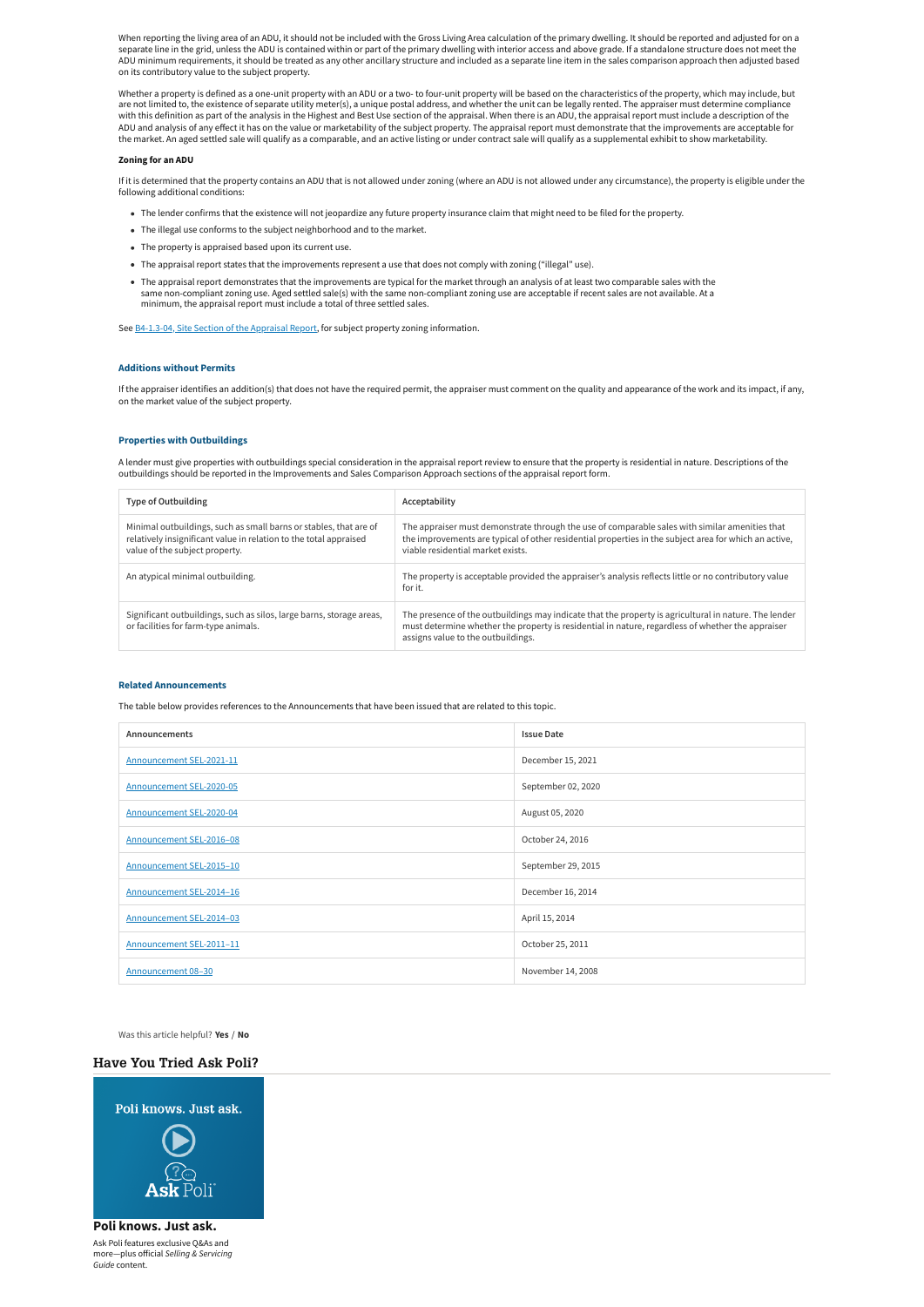When reporting the living area of an ADU, it should not be included with the Gross Living Area calculation of the primary dwelling. It should be reported and adjusted for on a separate line in the grid, unless the ADU is contained within or part of the primary dwelling with interior access and above grade. If a standalone structure does not meet the ADU minimum requirements, it should be treated as any other ancillary structure and included as a separate line item in the sales comparison approach then adjusted based on its contributory value to the subject property.

Whether a property is defined as a one-unit property with an ADU or a two- to four-unit property will be based on the characteristics of the property, which may include, but are not limited to, the existence of separate utility meter(s), a unique postal address, and whether the unit can be legally rented. The appraiser must determine compliance with this definition as part of the analysis in the Highest and Best Use section of the appraisal. When there is an ADU, the appraisal report must include a description of the ADU and analysis of any effect it has on the value or marketability of the subject property. The appraisal report must demonstrate that the improvements are acceptable for the market. An aged settled sale will qualify as a comparable, and an active listing or under contract sale will qualify as a supplemental exhibit to show marketability.

#### Zoning for an ADU

If it is determined that the property contains an ADU that is not allowed under zoning (where an ADU is not allowed under any circumstance), the property is eligible under the following additional conditions:

- The lender confirms that the existence will not jeopardize any future property insurance claim that might need to be filed for the property.
- The illegal use conforms to the subject neighborhood and to the market.
- The property is appraised based upon its current use.
- The appraisal report states that the improvements represent a use that does not comply with zoning ("illegal" use).
- The appraisal report demonstrates that the improvements are typical for the market through an analysis of at least two comparable sales with the same non-compliant zoning use. Aged settled sale(s) with the same non-compliant zoning use are acceptable if recent sales are not available. At a minimum, the appraisal report must include a total of three settled sales.

See B4-1.3-04, Site Section of the Appraisal Report, for subject property zoning information.

### Additions without Permits

If the appraiser identifies an addition(s) that does not have the required permit, the appraiser must comment on the quality and appearance of the work and its impact, if any, on the market value of the subject property.

### Properties with Outbuildings

A lender must give properties with outbuildings special consideration in the appraisal report review to ensure that the property is residential in nature. Descriptions of the outbuildings should be reported in the Improvements and Sales Comparison Approach sections of the appraisal report form.

| Type of Outbuilding | Acceptability |
|---|---|
| Minimal outbuildings, such as small barns or stables, that are of relatively insignificant value in relation to the total appraised value of the subject property. | The appraiser must demonstrate through the use of comparable sales with similar amenities that the improvements are typical of other residential properties in the subject area for which an active, viable residential market exists. |
| An atypical minimal outbuilding. | The property is acceptable provided the appraiser's analysis reflects little or no contributory value for it. |
| Significant outbuildings, such as silos, large barns, storage areas, or facilities for farm-type animals. | The presence of the outbuildings may indicate that the property is agricultural in nature. The lender must determine whether the property is residential in nature, regardless of whether the appraiser assigns value to the outbuildings. |

### Related Announcements

The table below provides references to the Announcements that have been issued that are related to this topic.

| Announcements | Issue Date |
|---|---|
| Announcement SEL-2021-11 | December 15, 2021 |
| Announcement SEL-2020-05 | September 02, 2020 |
| Announcement SEL-2020-04 | August 05, 2020 |
| Announcement SEL-2016–08 | October 24, 2016 |
| Announcement SEL-2015–10 | September 29, 2015 |
| Announcement SEL-2014–16 | December 16, 2014 |
| Announcement SEL-2014–03 | April 15, 2014 |
| Announcement SEL-2011–11 | October 25, 2011 |
| Announcement 08–30 | November 14, 2008 |

Was this article helpful? **Yes** / **No**

## Have You Tried Ask Poli?

Poli knows. Just ask.

Ask Poli

**Poli knows. Just ask.**

Ask Poli features exclusive Q&As and more—plus official *Selling & Servicing Guide* content.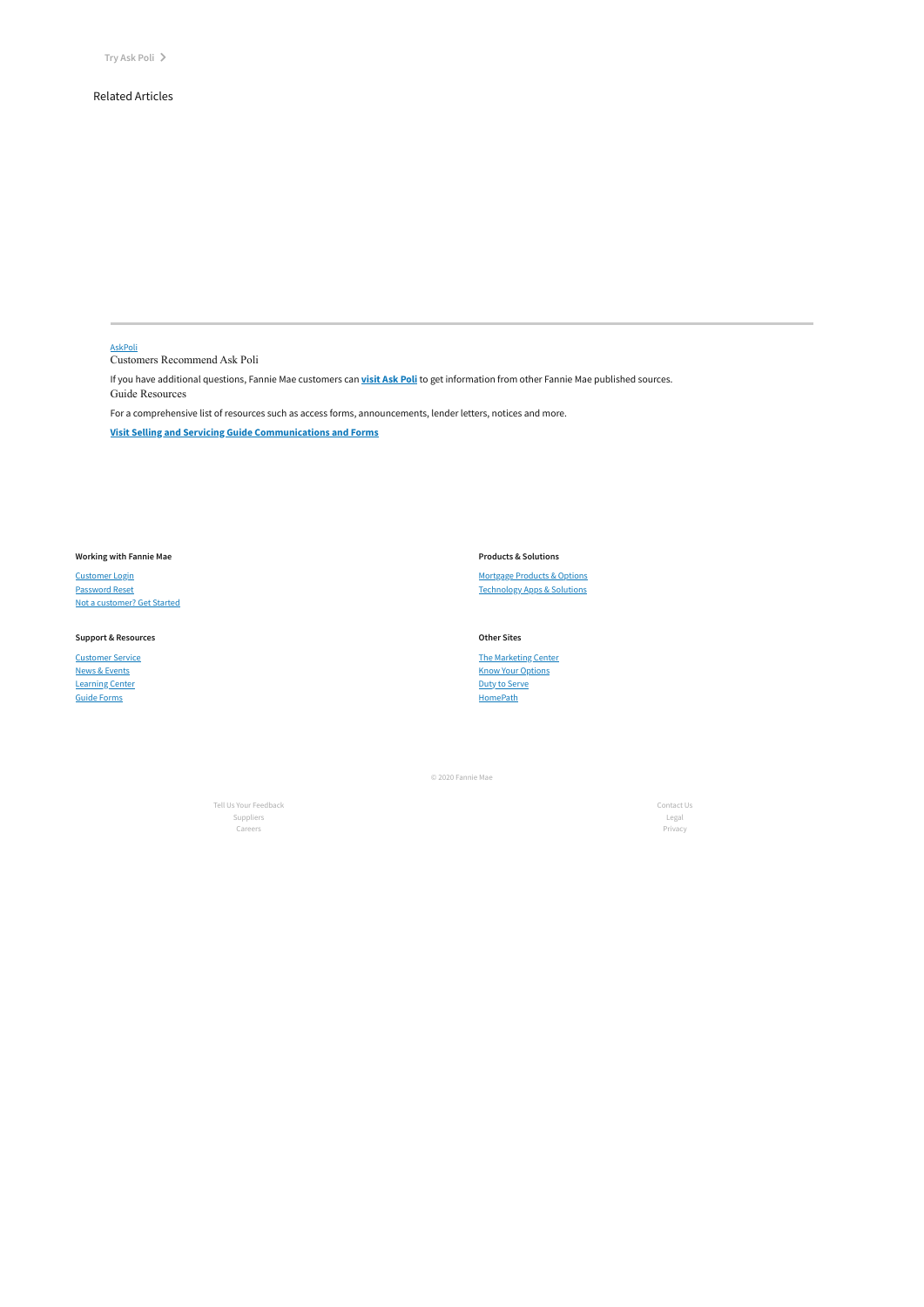Try Ask Poli >

Related Articles

---

AskPoli

Customers Recommend Ask Poli

If you have additional questions, Fannie Mae customers can **visit Ask Poli** to get information from other Fannie Mae published sources.

Guide Resources

For a comprehensive list of resources such as access forms, announcements, lender letters, notices and more.

**Visit Selling and Servicing Guide Communications and Forms**

**Working with Fannie Mae**

Customer Login
Password Reset
Not a customer? Get Started

**Products & Solutions**

Mortgage Products & Options
Technology Apps & Solutions

**Support & Resources**

Customer Service
News & Events
Learning Center
Guide Forms

**Other Sites**

The Marketing Center
Know Your Options
Duty to Serve
HomePath

© 2020 Fannie Mae

Tell Us Your Feedback
Suppliers
Careers

Contact Us
Legal
Privacy